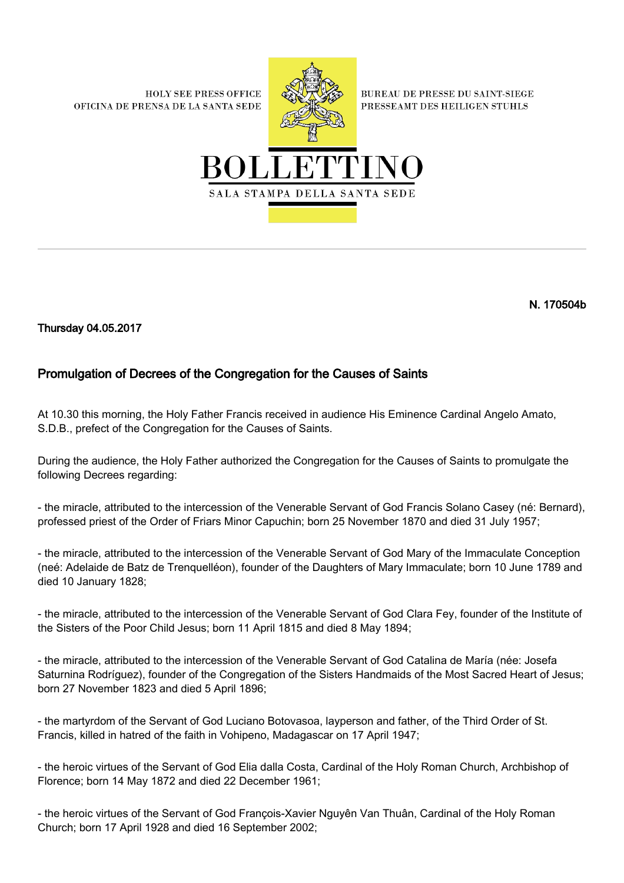HOLY SEE PRESS OFFICE
OFICINA DE PRENSA DE LA SANTA SEDE

BUREAU DE PRESSE DU SAINT-SIEGE
PRESSEAMT DES HEILIGEN STUHLS

# BOLLETTINO

SALA STAMPA DELLA SANTA SEDE

---

**N. 170504b**

**Thursday 04.05.2017**

## Promulgation of Decrees of the Congregation for the Causes of Saints

At 10.30 this morning, the Holy Father Francis received in audience His Eminence Cardinal Angelo Amato, S.D.B., prefect of the Congregation for the Causes of Saints.

During the audience, the Holy Father authorized the Congregation for the Causes of Saints to promulgate the following Decrees regarding:

- the miracle, attributed to the intercession of the Venerable Servant of God Francis Solano Casey (né: Bernard), professed priest of the Order of Friars Minor Capuchin; born 25 November 1870 and died 31 July 1957;

- the miracle, attributed to the intercession of the Venerable Servant of God Mary of the Immaculate Conception (neé: Adelaide de Batz de Trenquelléon), founder of the Daughters of Mary Immaculate; born 10 June 1789 and died 10 January 1828;

- the miracle, attributed to the intercession of the Venerable Servant of God Clara Fey, founder of the Institute of the Sisters of the Poor Child Jesus; born 11 April 1815 and died 8 May 1894;

- the miracle, attributed to the intercession of the Venerable Servant of God Catalina de María (née: Josefa Saturnina Rodríguez), founder of the Congregation of the Sisters Handmaids of the Most Sacred Heart of Jesus; born 27 November 1823 and died 5 April 1896;

- the martyrdom of the Servant of God Luciano Botovasoa, layperson and father, of the Third Order of St. Francis, killed in hatred of the faith in Vohipeno, Madagascar on 17 April 1947;

- the heroic virtues of the Servant of God Elia dalla Costa, Cardinal of the Holy Roman Church, Archbishop of Florence; born 14 May 1872 and died 22 December 1961;

- the heroic virtues of the Servant of God François-Xavier Nguyên Van Thuân, Cardinal of the Holy Roman Church; born 17 April 1928 and died 16 September 2002;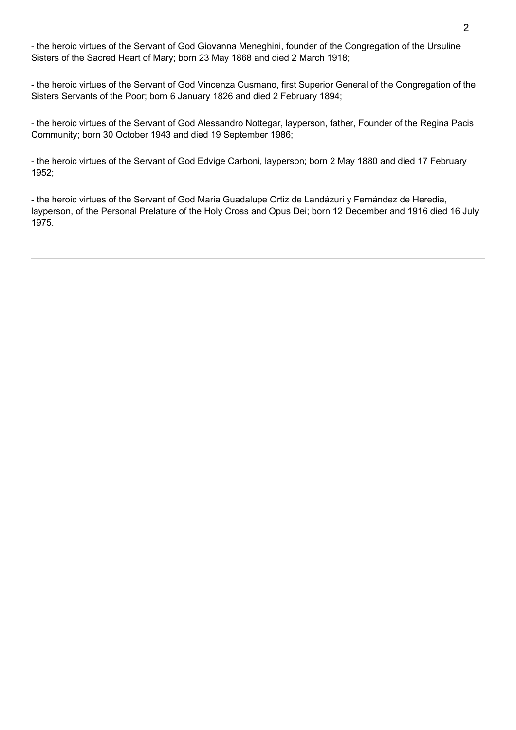- the heroic virtues of the Servant of God Giovanna Meneghini, founder of the Congregation of the Ursuline Sisters of the Sacred Heart of Mary; born 23 May 1868 and died 2 March 1918;

- the heroic virtues of the Servant of God Vincenza Cusmano, first Superior General of the Congregation of the Sisters Servants of the Poor; born 6 January 1826 and died 2 February 1894;

- the heroic virtues of the Servant of God Alessandro Nottegar, layperson, father, Founder of the Regina Pacis Community; born 30 October 1943 and died 19 September 1986;

- the heroic virtues of the Servant of God Edvige Carboni, layperson; born 2 May 1880 and died 17 February 1952;

- the heroic virtues of the Servant of God Maria Guadalupe Ortiz de Landázuri y Fernández de Heredia, layperson, of the Personal Prelature of the Holy Cross and Opus Dei; born 12 December and 1916 died 16 July 1975.